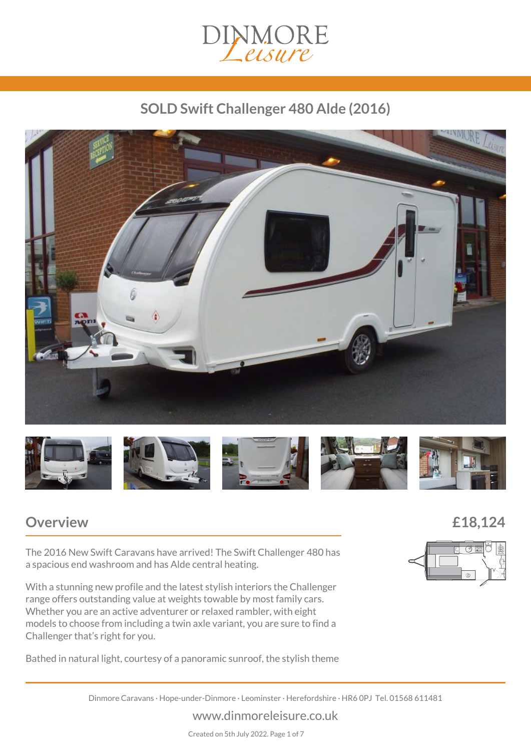# SOLD Swift Challenger 480 Alde (2016)

## Overview

£18,124

The 2016 New Swift Caravans have arrived! The Swift Challenger 480 has a spacious end washroom and has Alde central heating.

With a stunning new profile and the latest stylish interiors the Challenger range offers outstanding value at weights towable by most family cars. Whether you are an active adventurer or relaxed rambler, with eight models to choose from including a twin axle variant, you are sure to find a Challenger that's right for you.

Bathed in natural light, courtesy of a panoramic sunroof, the stylish theme

Dinmore Caravans · Hope-under-Dinmore · Leominster · Herefordshire · HR6 0PJ Tel. 01568 611481

www.dinmoreleisure.co.uk

Created on 5th July 2022.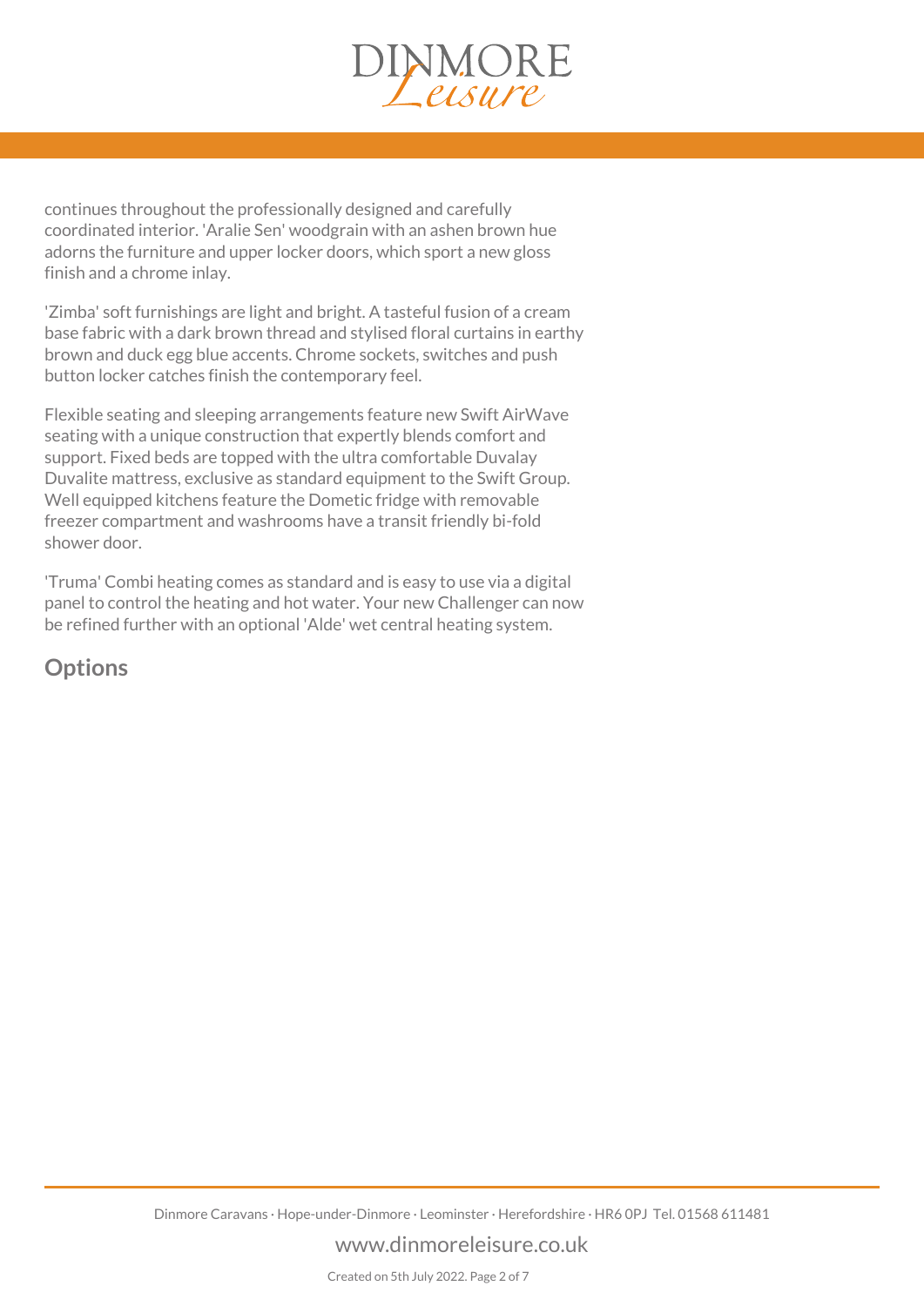continues throughout the professionally designed and carefully coordinated interior. 'Aralie Sen' woodgrain with an ashen brown hue adorns the furniture and upper locker doors, which sport a new gloss finish and a chrome inlay.

'Zimba' soft furnishings are light and bright. A tasteful fusion of a cream base fabric with a dark brown thread and stylised floral curtains in earthy brown and duck egg blue accents. Chrome sockets, switches and push button locker catches finish the contemporary feel.

Flexible seating and sleeping arrangements feature new Swift AirWave seating with a unique construction that expertly blends comfort and support. Fixed beds are topped with the ultra comfortable Duvalay Duvalite mattress, exclusive as standard equipment to the Swift Group. Well equipped kitchens feature the Dometic fridge with removable freezer compartment and washrooms have a transit friendly bi-fold shower door.

'Truma' Combi heating comes as standard and is easy to use via a digital panel to control the heating and hot water. Your new Challenger can now be refined further with an optional 'Alde' wet central heating system.

## Options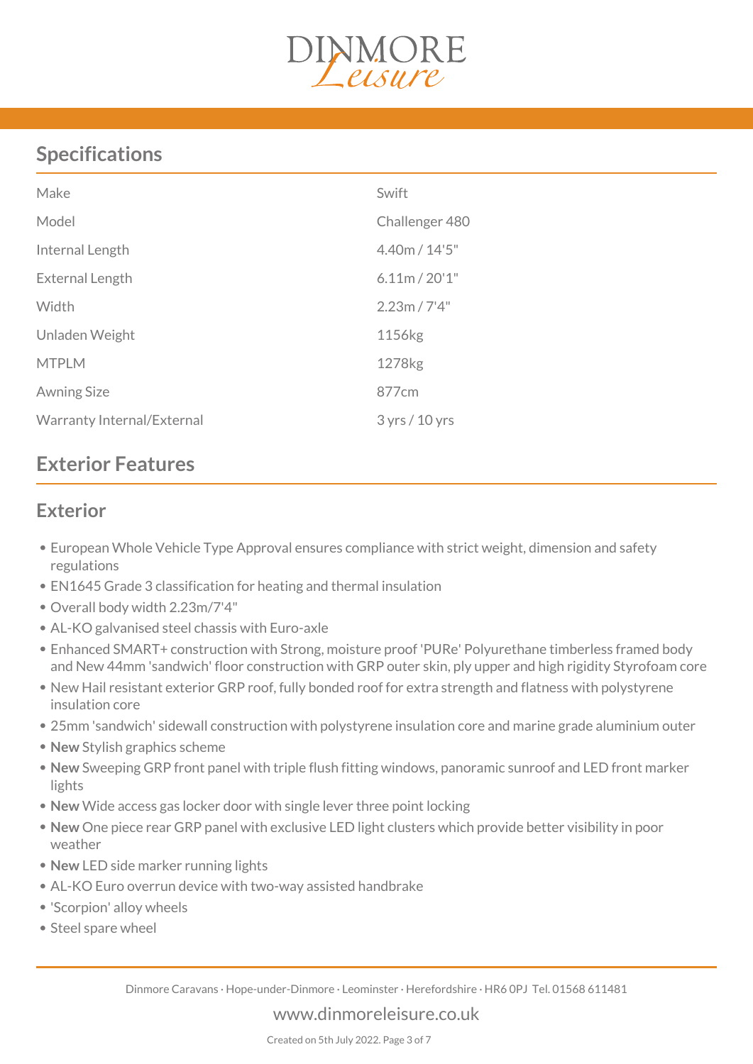## Specifications

| | |
|---|---|
| Make | Swift |
| Model | Challenger 480 |
| Internal Length | 4.40m / 14'5" |
| External Length | 6.11m / 20'1" |
| Width | 2.23m / 7'4" |
| Unladen Weight | 1156kg |
| MTPLM | 1278kg |
| Awning Size | 877cm |
| Warranty Internal/External | 3 yrs / 10 yrs |

## Exterior Features

### Exterior

- European Whole Vehicle Type Approval ensures compliance with strict weight, dimension and safety regulations
- EN1645 Grade 3 classification for heating and thermal insulation
- Overall body width 2.23m/7'4"
- AL-KO galvanised steel chassis with Euro-axle
- Enhanced SMART+ construction with Strong, moisture proof 'PURe' Polyurethane timberless framed body and New 44mm 'sandwich' floor construction with GRP outer skin, ply upper and high rigidity Styrofoam core
- New Hail resistant exterior GRP roof, fully bonded roof for extra strength and flatness with polystyrene insulation core
- 25mm 'sandwich' sidewall construction with polystyrene insulation core and marine grade aluminium outer
- **New** Stylish graphics scheme
- **New** Sweeping GRP front panel with triple flush fitting windows, panoramic sunroof and LED front marker lights
- **New** Wide access gas locker door with single lever three point locking
- **New** One piece rear GRP panel with exclusive LED light clusters which provide better visibility in poor weather
- **New** LED side marker running lights
- AL-KO Euro overrun device with two-way assisted handbrake
- 'Scorpion' alloy wheels
- Steel spare wheel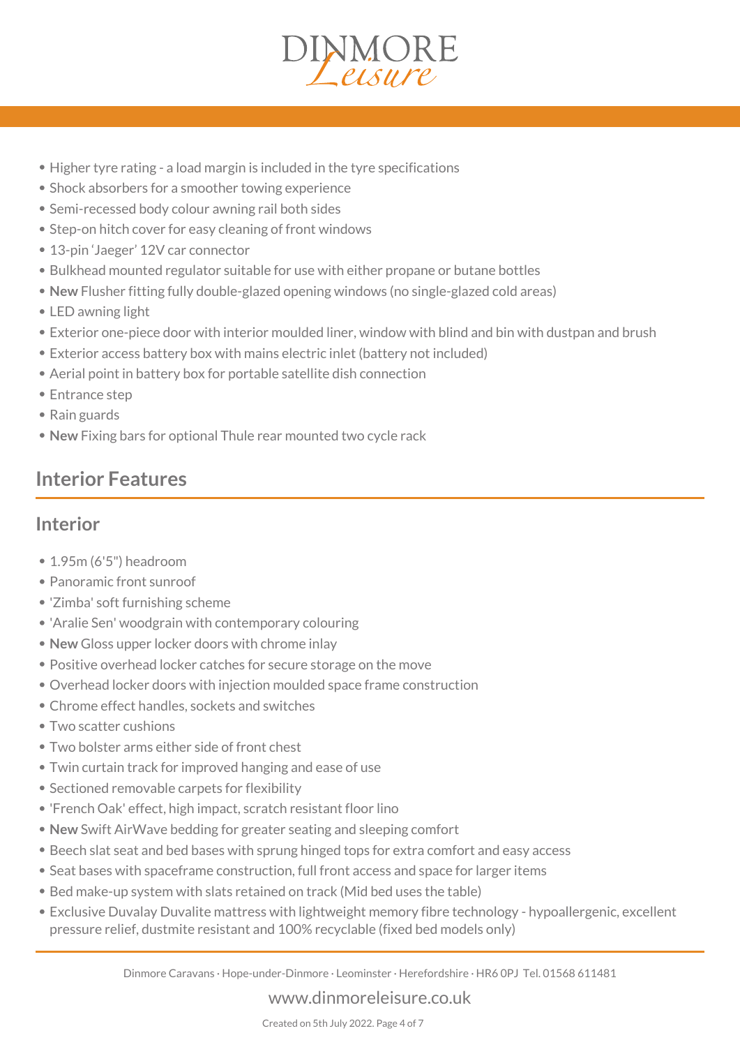- Higher tyre rating - a load margin is included in the tyre specifications
- Shock absorbers for a smoother towing experience
- Semi-recessed body colour awning rail both sides
- Step-on hitch cover for easy cleaning of front windows
- 13-pin 'Jaeger' 12V car connector
- Bulkhead mounted regulator suitable for use with either propane or butane bottles
- **New** Flusher fitting fully double-glazed opening windows (no single-glazed cold areas)
- LED awning light
- Exterior one-piece door with interior moulded liner, window with blind and bin with dustpan and brush
- Exterior access battery box with mains electric inlet (battery not included)
- Aerial point in battery box for portable satellite dish connection
- Entrance step
- Rain guards
- **New** Fixing bars for optional Thule rear mounted two cycle rack

## Interior Features

### Interior

- 1.95m (6'5") headroom
- Panoramic front sunroof
- 'Zimba' soft furnishing scheme
- 'Aralie Sen' woodgrain with contemporary colouring
- **New** Gloss upper locker doors with chrome inlay
- Positive overhead locker catches for secure storage on the move
- Overhead locker doors with injection moulded space frame construction
- Chrome effect handles, sockets and switches
- Two scatter cushions
- Two bolster arms either side of front chest
- Twin curtain track for improved hanging and ease of use
- Sectioned removable carpets for flexibility
- 'French Oak' effect, high impact, scratch resistant floor lino
- **New** Swift AirWave bedding for greater seating and sleeping comfort
- Beech slat seat and bed bases with sprung hinged tops for extra comfort and easy access
- Seat bases with spaceframe construction, full front access and space for larger items
- Bed make-up system with slats retained on track (Mid bed uses the table)
- Exclusive Duvalay Duvalite mattress with lightweight memory fibre technology - hypoallergenic, excellent pressure relief, dustmite resistant and 100% recyclable (fixed bed models only)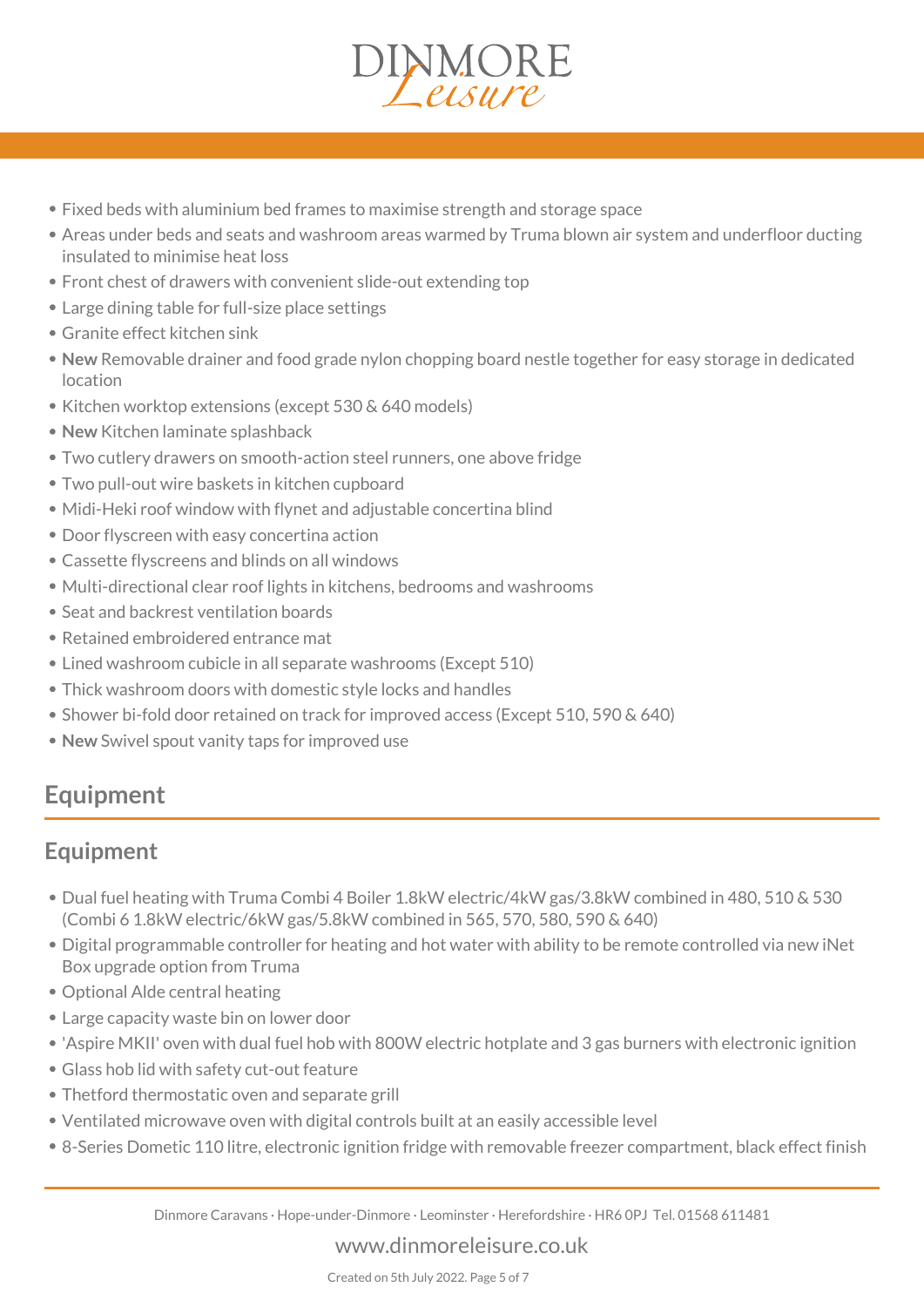- Fixed beds with aluminium bed frames to maximise strength and storage space
- Areas under beds and seats and washroom areas warmed by Truma blown air system and underfloor ducting insulated to minimise heat loss
- Front chest of drawers with convenient slide-out extending top
- Large dining table for full-size place settings
- Granite effect kitchen sink
- **New** Removable drainer and food grade nylon chopping board nestle together for easy storage in dedicated location
- Kitchen worktop extensions (except 530 & 640 models)
- **New** Kitchen laminate splashback
- Two cutlery drawers on smooth-action steel runners, one above fridge
- Two pull-out wire baskets in kitchen cupboard
- Midi-Heki roof window with flynet and adjustable concertina blind
- Door flyscreen with easy concertina action
- Cassette flyscreens and blinds on all windows
- Multi-directional clear roof lights in kitchens, bedrooms and washrooms
- Seat and backrest ventilation boards
- Retained embroidered entrance mat
- Lined washroom cubicle in all separate washrooms (Except 510)
- Thick washroom doors with domestic style locks and handles
- Shower bi-fold door retained on track for improved access (Except 510, 590 & 640)
- **New** Swivel spout vanity taps for improved use

## Equipment

### Equipment

- Dual fuel heating with Truma Combi 4 Boiler 1.8kW electric/4kW gas/3.8kW combined in 480, 510 & 530 (Combi 6 1.8kW electric/6kW gas/5.8kW combined in 565, 570, 580, 590 & 640)
- Digital programmable controller for heating and hot water with ability to be remote controlled via new iNet Box upgrade option from Truma
- Optional Alde central heating
- Large capacity waste bin on lower door
- 'Aspire MKII' oven with dual fuel hob with 800W electric hotplate and 3 gas burners with electronic ignition
- Glass hob lid with safety cut-out feature
- Thetford thermostatic oven and separate grill
- Ventilated microwave oven with digital controls built at an easily accessible level
- 8-Series Dometic 110 litre, electronic ignition fridge with removable freezer compartment, black effect finish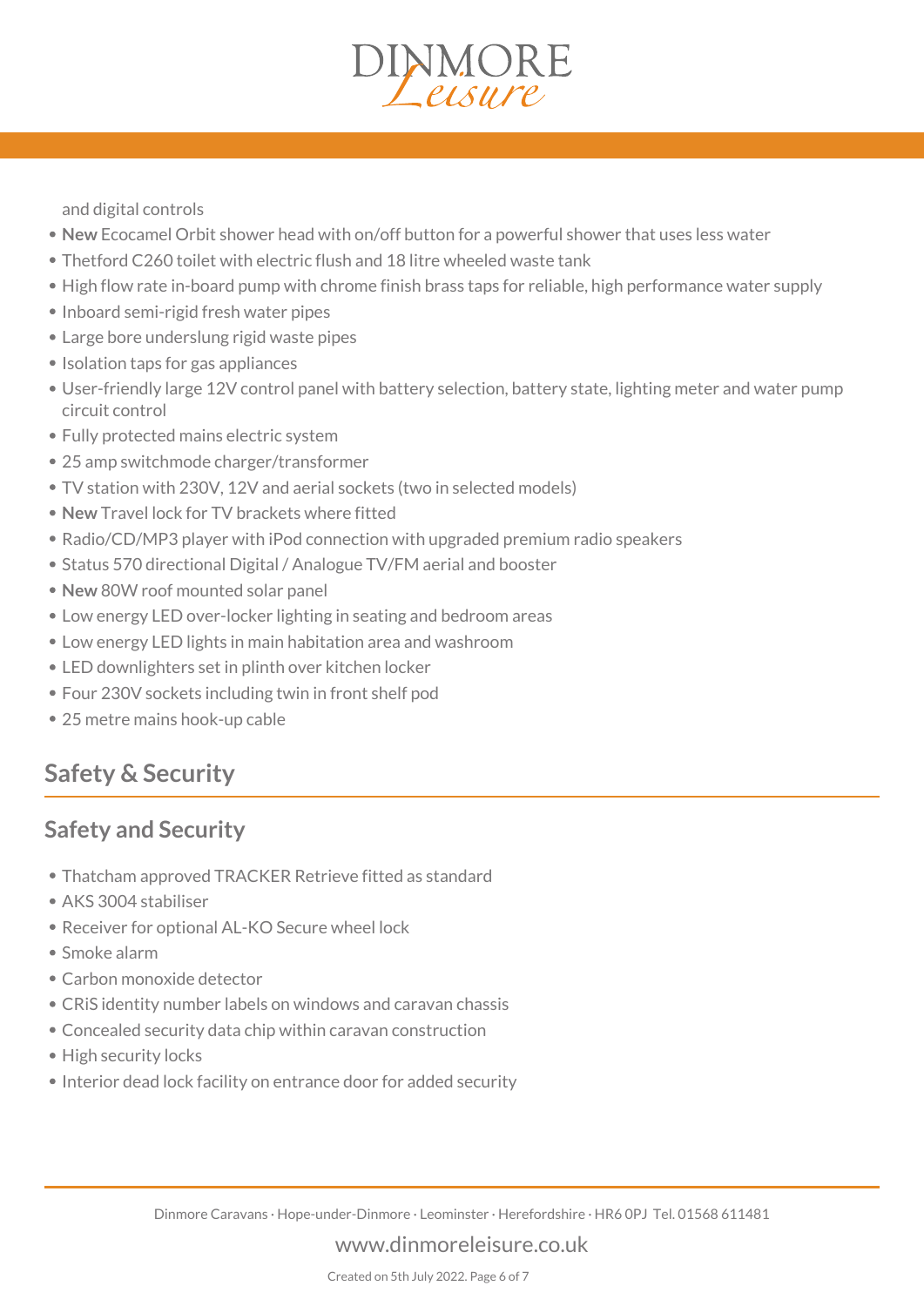and digital controls

- **New** Ecocamel Orbit shower head with on/off button for a powerful shower that uses less water
- Thetford C260 toilet with electric flush and 18 litre wheeled waste tank
- High flow rate in-board pump with chrome finish brass taps for reliable, high performance water supply
- Inboard semi-rigid fresh water pipes
- Large bore underslung rigid waste pipes
- Isolation taps for gas appliances
- User-friendly large 12V control panel with battery selection, battery state, lighting meter and water pump circuit control
- Fully protected mains electric system
- 25 amp switchmode charger/transformer
- TV station with 230V, 12V and aerial sockets (two in selected models)
- **New** Travel lock for TV brackets where fitted
- Radio/CD/MP3 player with iPod connection with upgraded premium radio speakers
- Status 570 directional Digital / Analogue TV/FM aerial and booster
- **New** 80W roof mounted solar panel
- Low energy LED over-locker lighting in seating and bedroom areas
- Low energy LED lights in main habitation area and washroom
- LED downlighters set in plinth over kitchen locker
- Four 230V sockets including twin in front shelf pod
- 25 metre mains hook-up cable

## Safety & Security

### Safety and Security

- Thatcham approved TRACKER Retrieve fitted as standard
- AKS 3004 stabiliser
- Receiver for optional AL-KO Secure wheel lock
- Smoke alarm
- Carbon monoxide detector
- CRiS identity number labels on windows and caravan chassis
- Concealed security data chip within caravan construction
- High security locks
- Interior dead lock facility on entrance door for added security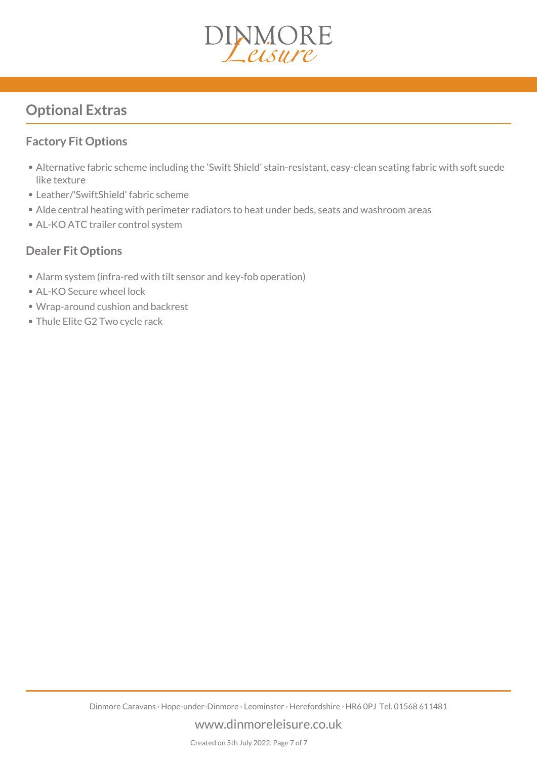## Optional Extras

### Factory Fit Options

- Alternative fabric scheme including the ‘Swift Shield’ stain-resistant, easy-clean seating fabric with soft suede like texture
- Leather/'SwiftShield' fabric scheme
- Alde central heating with perimeter radiators to heat under beds, seats and washroom areas
- AL-KO ATC trailer control system

### Dealer Fit Options

- Alarm system (infra-red with tilt sensor and key-fob operation)
- AL-KO Secure wheel lock
- Wrap-around cushion and backrest
- Thule Elite G2 Two cycle rack